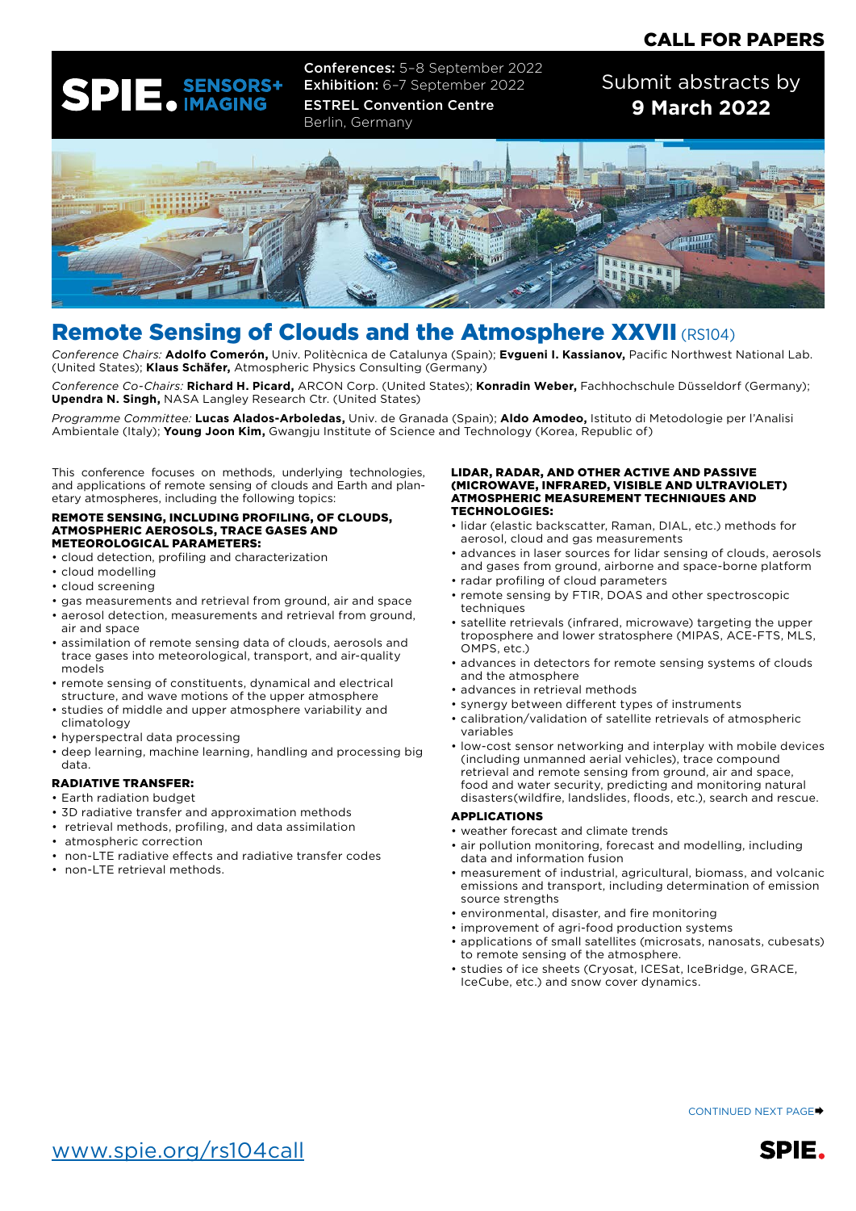**CALL FOR PAPERS**

**SPIE. SENSORS+ IMAGING**

**Conferences:** 5–8 September 2022
**Exhibition:** 6–7 September 2022
**ESTREL Convention Centre**
Berlin, Germany

Submit abstracts by **9 March 2022**

# Remote Sensing of Clouds and the Atmosphere XXVII (RS104)

*Conference Chairs:* **Adolfo Comerón,** Univ. Politècnica de Catalunya (Spain); **Evgueni I. Kassianov,** Pacific Northwest National Lab. (United States); **Klaus Schäfer,** Atmospheric Physics Consulting (Germany)

*Conference Co-Chairs:* **Richard H. Picard,** ARCON Corp. (United States); **Konradin Weber,** Fachhochschule Düsseldorf (Germany); **Upendra N. Singh,** NASA Langley Research Ctr. (United States)

*Programme Committee:* **Lucas Alados-Arboledas,** Univ. de Granada (Spain); **Aldo Amodeo,** Istituto di Metodologie per l'Analisi Ambientale (Italy); **Young Joon Kim,** Gwangju Institute of Science and Technology (Korea, Republic of)

This conference focuses on methods, underlying technologies, and applications of remote sensing of clouds and Earth and planetary atmospheres, including the following topics:

### REMOTE SENSING, INCLUDING PROFILING, OF CLOUDS, ATMOSPHERIC AEROSOLS, TRACE GASES AND METEOROLOGICAL PARAMETERS:

- cloud detection, profiling and characterization
- cloud modelling
- cloud screening
- gas measurements and retrieval from ground, air and space
- aerosol detection, measurements and retrieval from ground, air and space
- assimilation of remote sensing data of clouds, aerosols and trace gases into meteorological, transport, and air-quality models
- remote sensing of constituents, dynamical and electrical structure, and wave motions of the upper atmosphere
- studies of middle and upper atmosphere variability and climatology
- hyperspectral data processing
- deep learning, machine learning, handling and processing big data.

### RADIATIVE TRANSFER:

- Earth radiation budget
- 3D radiative transfer and approximation methods
- retrieval methods, profiling, and data assimilation
- atmospheric correction
- non-LTE radiative effects and radiative transfer codes
- non-LTE retrieval methods.

### LIDAR, RADAR, AND OTHER ACTIVE AND PASSIVE (MICROWAVE, INFRARED, VISIBLE AND ULTRAVIOLET) ATMOSPHERIC MEASUREMENT TECHNIQUES AND TECHNOLOGIES:

- lidar (elastic backscatter, Raman, DIAL, etc.) methods for aerosol, cloud and gas measurements
- advances in laser sources for lidar sensing of clouds, aerosols and gases from ground, airborne and space-borne platform
- radar profiling of cloud parameters
- remote sensing by FTIR, DOAS and other spectroscopic techniques
- satellite retrievals (infrared, microwave) targeting the upper troposphere and lower stratosphere (MIPAS, ACE-FTS, MLS, OMPS, etc.)
- advances in detectors for remote sensing systems of clouds and the atmosphere
- advances in retrieval methods
- synergy between different types of instruments
- calibration/validation of satellite retrievals of atmospheric variables
- low-cost sensor networking and interplay with mobile devices (including unmanned aerial vehicles), trace compound retrieval and remote sensing from ground, air and space, food and water security, predicting and monitoring natural disasters(wildfire, landslides, floods, etc.), search and rescue.

### APPLICATIONS

- weather forecast and climate trends
- air pollution monitoring, forecast and modelling, including data and information fusion
- measurement of industrial, agricultural, biomass, and volcanic emissions and transport, including determination of emission source strengths
- environmental, disaster, and fire monitoring
- improvement of agri-food production systems
- applications of small satellites (microsats, nanosats, cubesats) to remote sensing of the atmosphere.
- studies of ice sheets (Cryosat, ICESat, IceBridge, GRACE, IceCube, etc.) and snow cover dynamics.

CONTINUED NEXT PAGE

www.spie.org/rs104call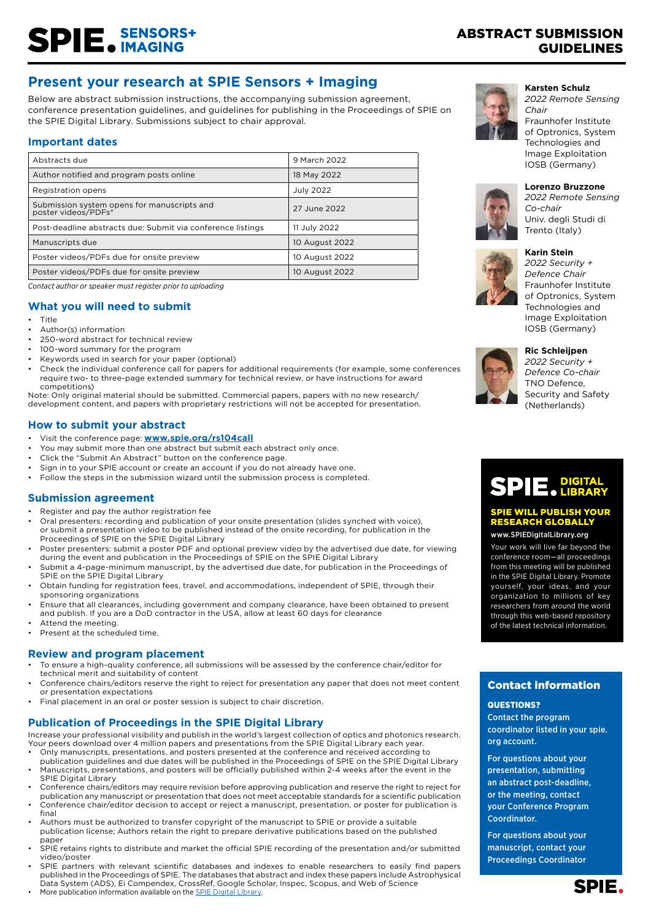# SPIE. SENSORS+ IMAGING

# ABSTRACT SUBMISSION GUIDELINES

## Present your research at SPIE Sensors + Imaging

Below are abstract submission instructions, the accompanying submission agreement, conference presentation guidelines, and guidelines for publishing in the Proceedings of SPIE on the SPIE Digital Library. Submissions subject to chair approval.

### Important dates

| | |
|---|---|
| Abstracts due | 9 March 2022 |
| Author notified and program posts online | 18 May 2022 |
| Registration opens | July 2022 |
| Submission system opens for manuscripts and poster videos/PDFs* | 27 June 2022 |
| Post-deadline abstracts due: Submit via conference listings | 11 July 2022 |
| Manuscripts due | 10 August 2022 |
| Poster videos/PDFs due for onsite preview | 10 August 2022 |
| Poster videos/PDFs due for onsite preview | 10 August 2022 |

*Contact author or speaker must register prior to uploading*

### What you will need to submit

- Title
- Author(s) information
- 250-word abstract for technical review
- 100-word summary for the program
- Keywords used in search for your paper (optional)
- Check the individual conference call for papers for additional requirements (for example, some conferences require two- to three-page extended summary for technical review, or have instructions for award competitions)

Note: Only original material should be submitted. Commercial papers, papers with no new research/development content, and papers with proprietary restrictions will not be accepted for presentation.

### How to submit your abstract

- Visit the conference page: **www.spie.org/rs104call**
- You may submit more than one abstract but submit each abstract only once.
- Click the "Submit An Abstract" button on the conference page.
- Sign in to your SPIE account or create an account if you do not already have one.
- Follow the steps in the submission wizard until the submission process is completed.

### Submission agreement

- Register and pay the author registration fee
- Oral presenters: recording and publication of your onsite presentation (slides synched with voice), or submit a presentation video to be published instead of the onsite recording, for publication in the Proceedings of SPIE on the SPIE Digital Library
- Poster presenters: submit a poster PDF and optional preview video by the advertised due date, for viewing during the event and publication in the Proceedings of SPIE on the SPIE Digital Library
- Submit a 4-page-minimum manuscript, by the advertised due date, for publication in the Proceedings of SPIE on the SPIE Digital Library
- Obtain funding for registration fees, travel, and accommodations, independent of SPIE, through their sponsoring organizations
- Ensure that all clearances, including government and company clearance, have been obtained to present and publish. If you are a DoD contractor in the USA, allow at least 60 days for clearance
- Attend the meeting.
- Present at the scheduled time.

### Review and program placement

- To ensure a high-quality conference, all submissions will be assessed by the conference chair/editor for technical merit and suitability of content
- Conference chairs/editors reserve the right to reject for presentation any paper that does not meet content or presentation expectations
- Final placement in an oral or poster session is subject to chair discretion.

### Publication of Proceedings in the SPIE Digital Library

Increase your professional visibility and publish in the world's largest collection of optics and photonics research. Your peers download over 4 million papers and presentations from the SPIE Digital Library each year.

- Only manuscripts, presentations, and posters presented at the conference and received according to publication guidelines and due dates will be published in the Proceedings of SPIE on the SPIE Digital Library
- Manuscripts, presentations, and posters will be officially published within 2-4 weeks after the event in the SPIE Digital Library
- Conference chairs/editors may require revision before approving publication and reserve the right to reject for publication any manuscript or presentation that does not meet acceptable standards for a scientific publication
- Conference chair/editor decision to accept or reject a manuscript, presentation, or poster for publication is final
- Authors must be authorized to transfer copyright of the manuscript to SPIE or provide a suitable publication license; Authors retain the right to prepare derivative publications based on the published paper
- SPIE retains rights to distribute and market the official SPIE recording of the presentation and/or submitted video/poster
- SPIE partners with relevant scientific databases and indexes to enable researchers to easily find papers published in the Proceedings of SPIE. The databases that abstract and index these papers include Astrophysical Data System (ADS), Ei Compendex, CrossRef, Google Scholar, Inspec, Scopus, and Web of Science
- More publication information available on the SPIE Digital Library.

**Karsten Schulz**
*2022 Remote Sensing Chair*
Fraunhofer Institute of Optronics, System Technologies and Image Exploitation IOSB (Germany)

**Lorenzo Bruzzone**
*2022 Remote Sensing Co-chair*
Univ. degli Studi di Trento (Italy)

**Karin Stein**
*2022 Security + Defence Chair*
Fraunhofer Institute of Optronics, System Technologies and Image Exploitation IOSB (Germany)

**Ric Schleijpen**
*2022 Security + Defence Co-chair*
TNO Defence, Security and Safety (Netherlands)

**SPIE. DIGITAL LIBRARY**

**SPIE WILL PUBLISH YOUR RESEARCH GLOBALLY**

**www.SPIEDigitalLibrary.org**

Your work will live far beyond the conference room—all proceedings from this meeting will be published in the SPIE Digital Library. Promote yourself, your ideas, and your organization to millions of key researchers from around the world through this web-based repository of the latest technical information.

### Contact information

**QUESTIONS?**

**Contact the program coordinator listed in your spie.org account.**

**For questions about your presentation, submitting an abstract post-deadline, or the meeting, contact your Conference Program Coordinator.**

**For questions about your manuscript, contact your Proceedings Coordinator**

SPIE.